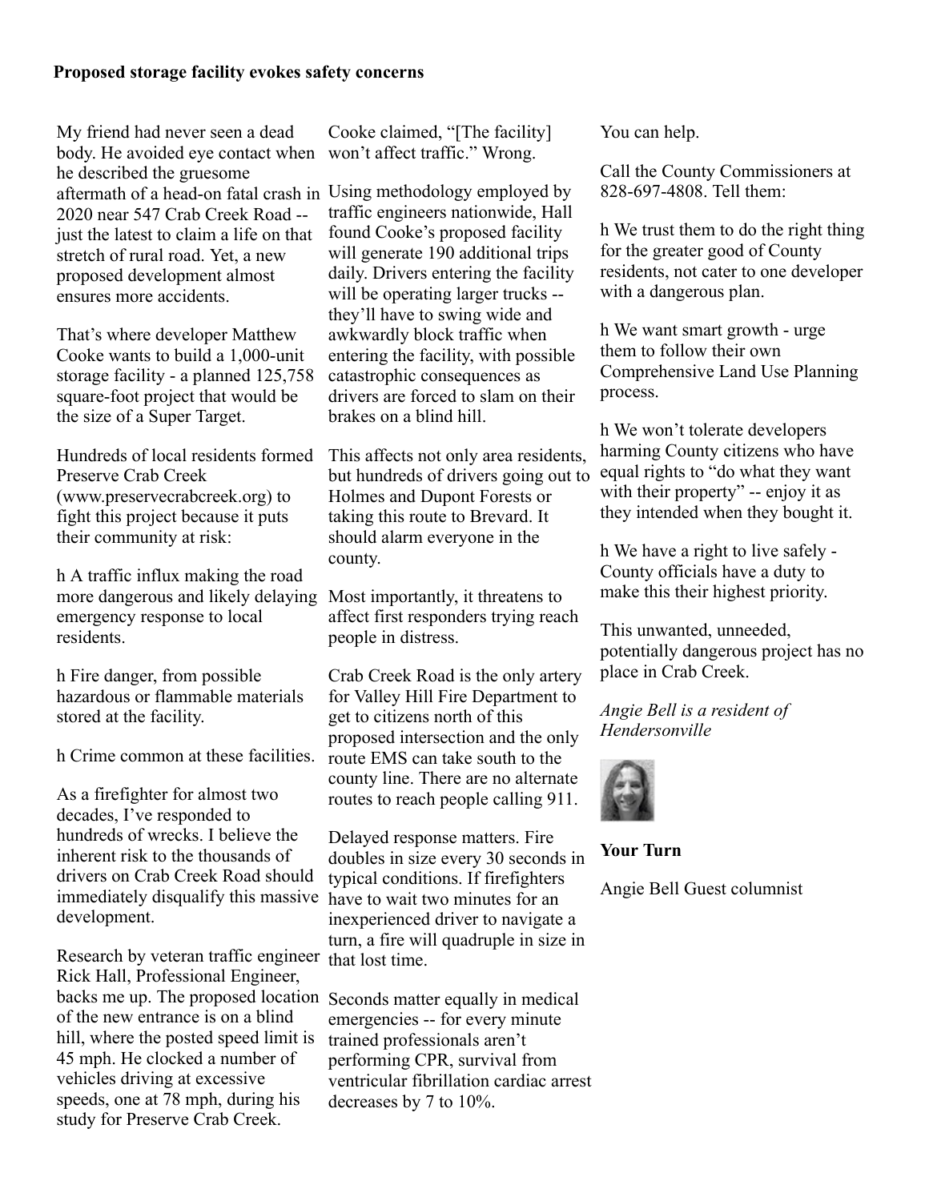**Proposed storage facility evokes safety concerns**

My friend had never seen a dead body. He avoided eye contact when he described the gruesome aftermath of a head-on fatal crash in 2020 near 547 Crab Creek Road -- just the latest to claim a life on that stretch of rural road. Yet, a new proposed development almost ensures more accidents.

That's where developer Matthew Cooke wants to build a 1,000-unit storage facility - a planned 125,758 square-foot project that would be the size of a Super Target.

Hundreds of local residents formed Preserve Crab Creek (www.preservecrabcreek.org) to fight this project because it puts their community at risk:

h A traffic influx making the road more dangerous and likely delaying emergency response to local residents.

h Fire danger, from possible hazardous or flammable materials stored at the facility.

h Crime common at these facilities.

As a firefighter for almost two decades, I've responded to hundreds of wrecks. I believe the inherent risk to the thousands of drivers on Crab Creek Road should immediately disqualify this massive development.

Research by veteran traffic engineer Rick Hall, Professional Engineer, backs me up. The proposed location of the new entrance is on a blind hill, where the posted speed limit is 45 mph. He clocked a number of vehicles driving at excessive speeds, one at 78 mph, during his study for Preserve Crab Creek.

Cooke claimed, "[The facility] won't affect traffic." Wrong.

Using methodology employed by traffic engineers nationwide, Hall found Cooke's proposed facility will generate 190 additional trips daily. Drivers entering the facility will be operating larger trucks -- they'll have to swing wide and awkwardly block traffic when entering the facility, with possible catastrophic consequences as drivers are forced to slam on their brakes on a blind hill.

This affects not only area residents, but hundreds of drivers going out to Holmes and Dupont Forests or taking this route to Brevard. It should alarm everyone in the county.

Most importantly, it threatens to affect first responders trying reach people in distress.

Crab Creek Road is the only artery for Valley Hill Fire Department to get to citizens north of this proposed intersection and the only route EMS can take south to the county line. There are no alternate routes to reach people calling 911.

Delayed response matters. Fire doubles in size every 30 seconds in typical conditions. If firefighters have to wait two minutes for an inexperienced driver to navigate a turn, a fire will quadruple in size in that lost time.

Seconds matter equally in medical emergencies -- for every minute trained professionals aren't performing CPR, survival from ventricular fibrillation cardiac arrest decreases by 7 to 10%.

You can help.

Call the County Commissioners at 828-697-4808. Tell them:

h We trust them to do the right thing for the greater good of County residents, not cater to one developer with a dangerous plan.

h We want smart growth - urge them to follow their own Comprehensive Land Use Planning process.

h We won't tolerate developers harming County citizens who have equal rights to "do what they want with their property" -- enjoy it as they intended when they bought it.

h We have a right to live safely - County officials have a duty to make this their highest priority.

This unwanted, unneeded, potentially dangerous project has no place in Crab Creek.

*Angie Bell is a resident of Hendersonville*

**Your Turn**

Angie Bell Guest columnist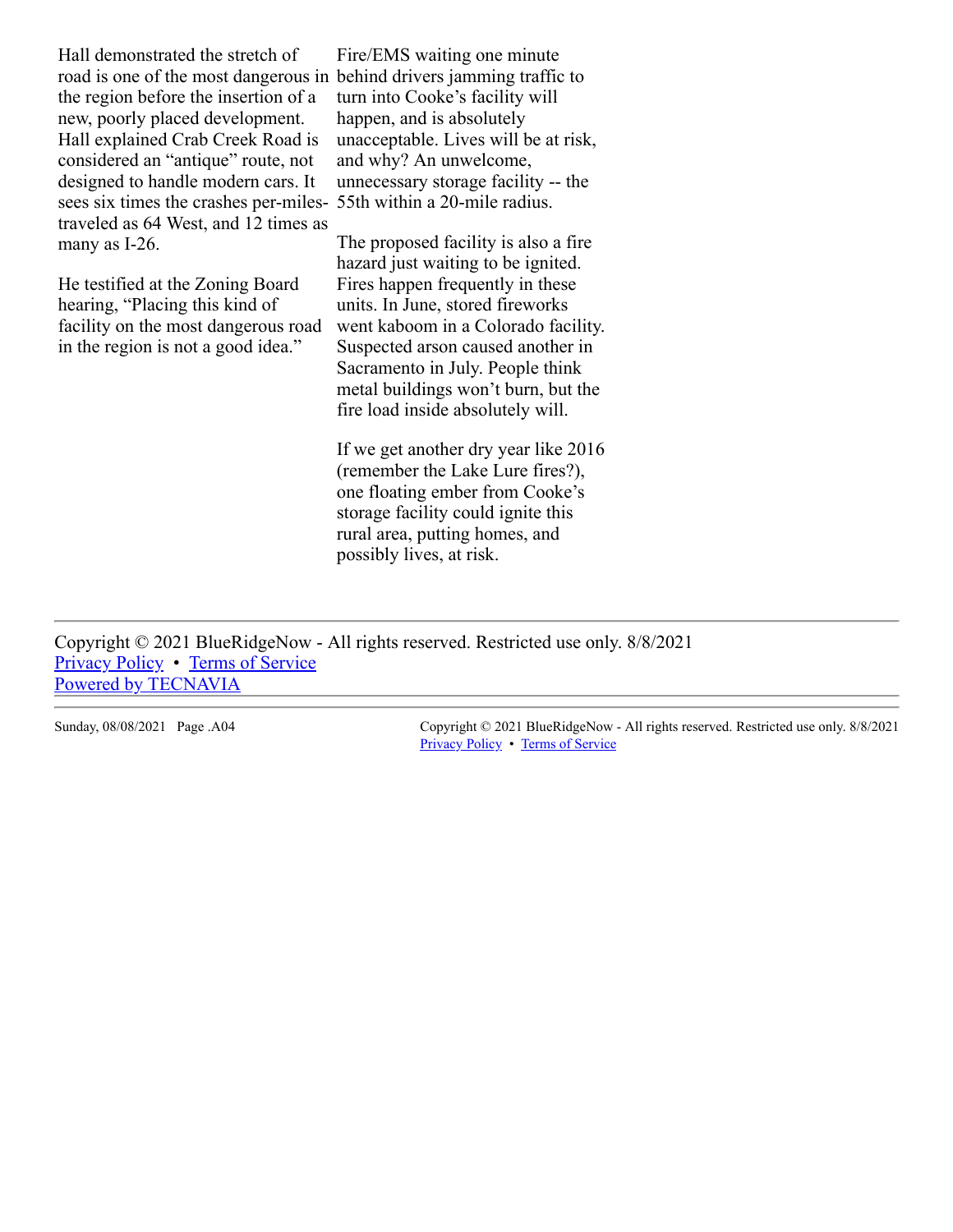Hall demonstrated the stretch of road is one of the most dangerous in the region before the insertion of a new, poorly placed development. Hall explained Crab Creek Road is considered an “antique” route, not designed to handle modern cars. It sees six times the crashes per-miles-traveled as 64 West, and 12 times as many as I-26.

He testified at the Zoning Board hearing, “Placing this kind of facility on the most dangerous road in the region is not a good idea.”

Fire/EMS waiting one minute behind drivers jamming traffic to turn into Cooke’s facility will happen, and is absolutely unacceptable. Lives will be at risk, and why? An unwelcome, unnecessary storage facility -- the 55th within a 20-mile radius.

The proposed facility is also a fire hazard just waiting to be ignited. Fires happen frequently in these units. In June, stored fireworks went kaboom in a Colorado facility. Suspected arson caused another in Sacramento in July. People think metal buildings won’t burn, but the fire load inside absolutely will.

If we get another dry year like 2016 (remember the Lake Lure fires?), one floating ember from Cooke’s storage facility could ignite this rural area, putting homes, and possibly lives, at risk.

---

Copyright © 2021 BlueRidgeNow - All rights reserved. Restricted use only. 8/8/2021
[Privacy Policy](#) • [Terms of Service](#)
[Powered by TECNAVIA](#)